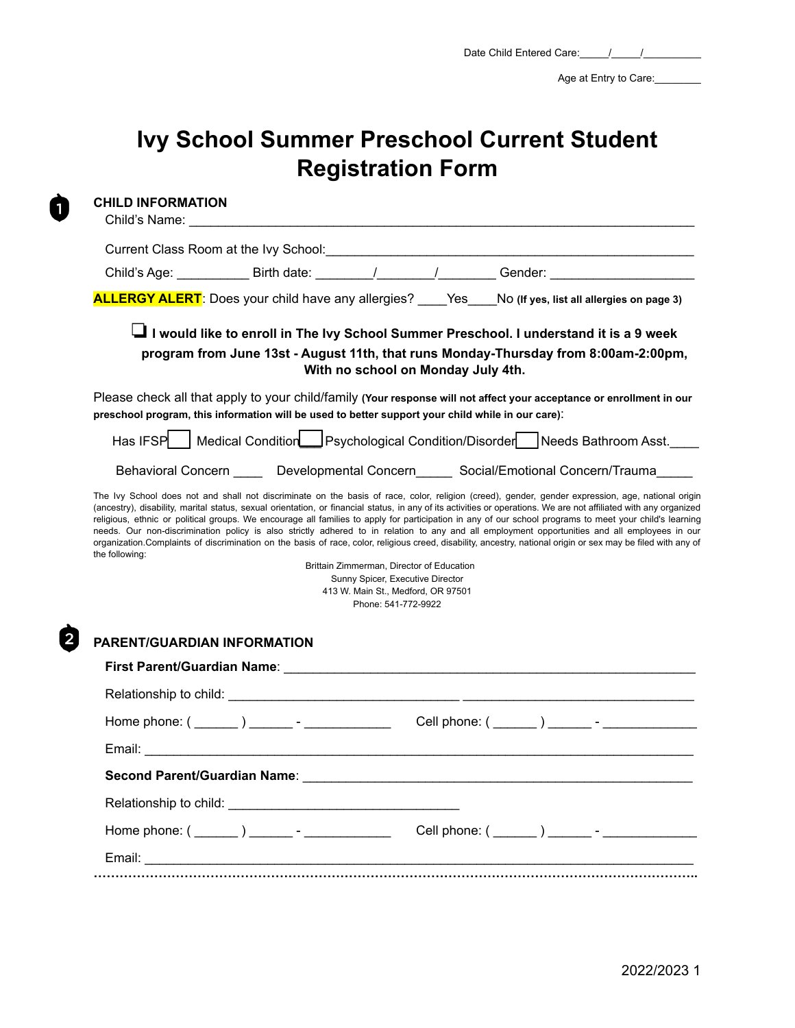Date Child Entered Care:_____/_____/__________

Age at Entry to Care:________

# Ivy School Summer Preschool Current Student Registration Form

## 1 CHILD INFORMATION

Child's Name: ______________________________________________________________________

Current Class Room at the Ivy School:_______________________________________________

Child's Age: __________ Birth date: ________/________/________ Gender: ___________________

**ALLERGY ALERT**: Does your child have any allergies? ____Yes____No **(If yes, list all allergies on page 3)**

❑ **I would like to enroll in The Ivy School Summer Preschool. I understand it is a 9 week program from June 13st - August 11th, that runs Monday-Thursday from 8:00am-2:00pm, With no school on Monday July 4th.**

Please check all that apply to your child/family **(Your response will not affect your acceptance or enrollment in our preschool program, this information will be used to better support your child while in our care)**:

Has IFSP☐ Medical Condition☐ Psychological Condition/Disorder☐ Needs Bathroom Asst.____

Behavioral Concern ____ Developmental Concern_____ Social/Emotional Concern/Trauma_____

The Ivy School does not and shall not discriminate on the basis of race, color, religion (creed), gender, gender expression, age, national origin (ancestry), disability, marital status, sexual orientation, or financial status, in any of its activities or operations. We are not affiliated with any organized religious, ethnic or political groups. We encourage all families to apply for participation in any of our school programs to meet your child's learning needs. Our non-discrimination policy is also strictly adhered to in relation to any and all employment opportunities and all employees in our organization.Complaints of discrimination on the basis of race, color, religious creed, disability, ancestry, national origin or sex may be filed with any of the following:

Brittain Zimmerman, Director of Education
Sunny Spicer, Executive Director
413 W. Main St., Medford, OR 97501
Phone: 541-772-9922

## 2 PARENT/GUARDIAN INFORMATION

**First Parent/Guardian Name**: ___________________________________________________________

Relationship to child: _______________________________ _______________________________

Home phone: ( ______ ) ______ - ____________ Cell phone: ( ______ ) ______ - _____________

Email: ________________________________________________________________________________

**Second Parent/Guardian Name**: ______________________________________________________

Relationship to child: _______________________________

Home phone: ( ______ ) ______ - ____________ Cell phone: ( ______ ) ______ - _____________

Email: ________________________________________________________________________________

2022/2023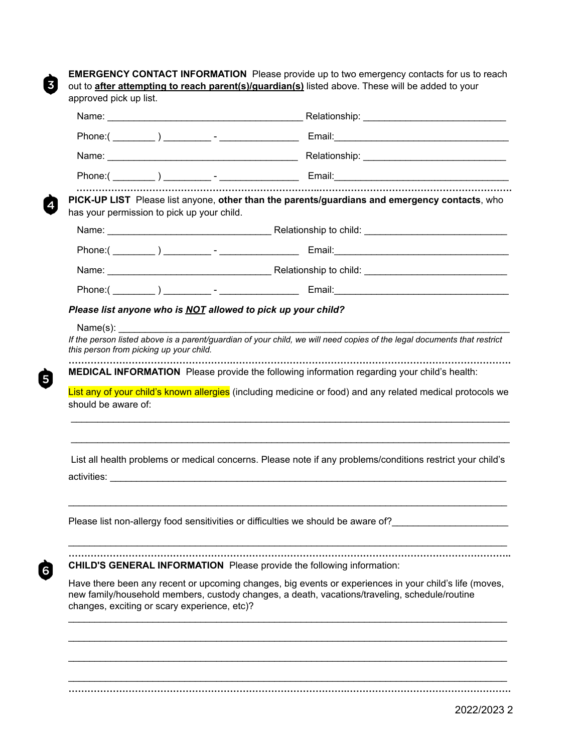**3** **EMERGENCY CONTACT INFORMATION** Please provide up to two emergency contacts for us to reach out to **after attempting to reach parent(s)/guardian(s)** listed above. These will be added to your approved pick up list.

Name: ___________________________________ Relationship: __________________________

Phone:( ________ ) _________ - _______________ Email:________________________________

Name: ___________________________________ Relationship: __________________________

Phone:( ________ ) _________ - _______________ Email:________________________________

---

**4** **PICK-UP LIST** Please list anyone, **other than the parents/guardians and emergency contacts**, who has your permission to pick up your child.

Name: _____________________________ Relationship to child: __________________________

Phone:( ________ ) _________ - _______________ Email:________________________________

Name: _____________________________ Relationship to child: __________________________

Phone:( ________ ) _________ - _______________ Email:________________________________

***Please list anyone who is NOT allowed to pick up your child?***

Name(s): ______________________________________________________________________

*If the person listed above is a parent/guardian of your child, we will need copies of the legal documents that restrict this person from picking up your child.*

---

**5** **MEDICAL INFORMATION** Please provide the following information regarding your child's health:

List any of your child's known allergies (including medicine or food) and any related medical protocols we should be aware of:

_______________________________________________________________________________

_______________________________________________________________________________

List all health problems or medical concerns. Please note if any problems/conditions restrict your child's activities: ________________________________________________________________________

_______________________________________________________________________________

Please list non-allergy food sensitivities or difficulties we should be aware of?_____________________

_______________________________________________________________________________

---

**6** **CHILD'S GENERAL INFORMATION** Please provide the following information:

Have there been any recent or upcoming changes, big events or experiences in your child's life (moves, new family/household members, custody changes, a death, vacations/traveling, schedule/routine changes, exciting or scary experience, etc)?

_______________________________________________________________________________

_______________________________________________________________________________

_______________________________________________________________________________

_______________________________________________________________________________

---

2022/2023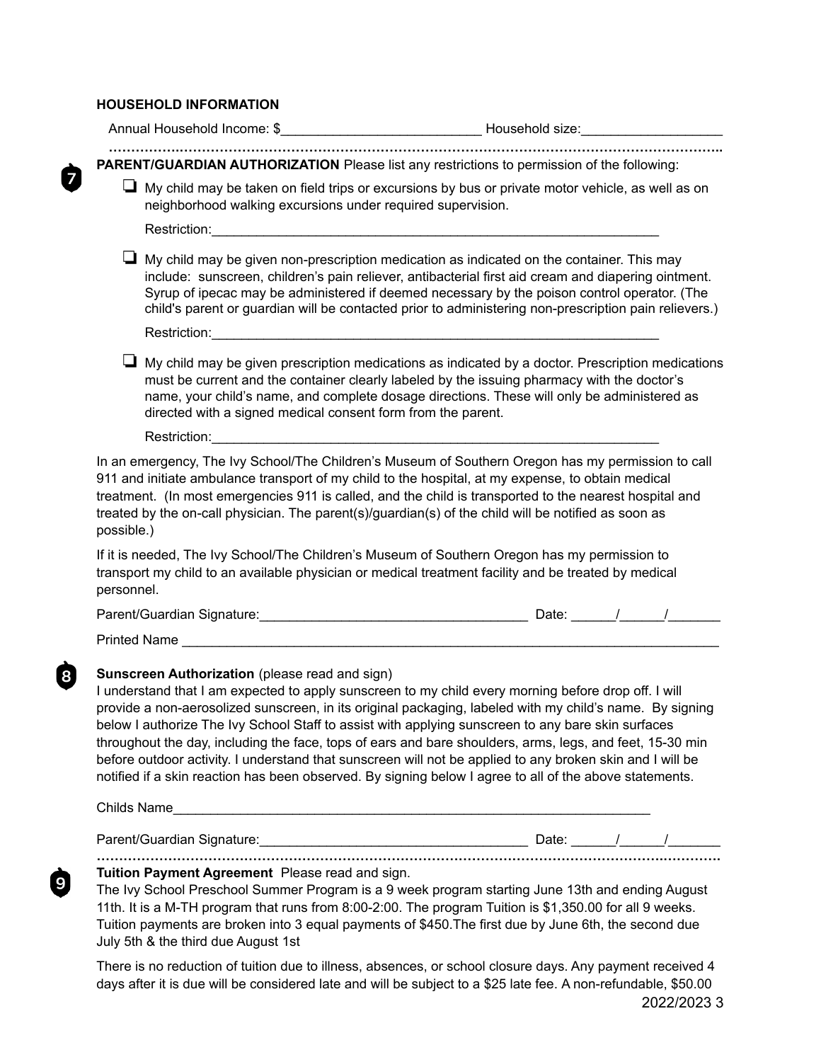**HOUSEHOLD INFORMATION**

Annual Household Income: $__________________________ Household size:__________________

……………………………………………………………………………………………………………………………..

7

**PARENT/GUARDIAN AUTHORIZATION** Please list any restrictions to permission of the following:

- ❏ My child may be taken on field trips or excursions by bus or private motor vehicle, as well as on neighborhood walking excursions under required supervision.

  Restriction:_____________________________________________________________

- ❏ My child may be given non-prescription medication as indicated on the container. This may include: sunscreen, children's pain reliever, antibacterial first aid cream and diapering ointment. Syrup of ipecac may be administered if deemed necessary by the poison control operator. (The child's parent or guardian will be contacted prior to administering non-prescription pain relievers.)

  Restriction:_____________________________________________________________

- ❏ My child may be given prescription medications as indicated by a doctor. Prescription medications must be current and the container clearly labeled by the issuing pharmacy with the doctor's name, your child's name, and complete dosage directions. These will only be administered as directed with a signed medical consent form from the parent.

  Restriction:_____________________________________________________________

In an emergency, The Ivy School/The Children's Museum of Southern Oregon has my permission to call 911 and initiate ambulance transport of my child to the hospital, at my expense, to obtain medical treatment. (In most emergencies 911 is called, and the child is transported to the nearest hospital and treated by the on-call physician. The parent(s)/guardian(s) of the child will be notified as soon as possible.)

If it is needed, The Ivy School/The Children's Museum of Southern Oregon has my permission to transport my child to an available physician or medical treatment facility and be treated by medical personnel.

Parent/Guardian Signature:___________________________________ Date: ______/______/_______

Printed Name ___________________________________________________________________________

8

**Sunscreen Authorization** (please read and sign)
I understand that I am expected to apply sunscreen to my child every morning before drop off. I will provide a non-aerosolized sunscreen, in its original packaging, labeled with my child's name. By signing below I authorize The Ivy School Staff to assist with applying sunscreen to any bare skin surfaces throughout the day, including the face, tops of ears and bare shoulders, arms, legs, and feet, 15-30 min before outdoor activity. I understand that sunscreen will not be applied to any broken skin and I will be notified if a skin reaction has been observed. By signing below I agree to all of the above statements.

Childs Name_________________________________________________________________

Parent/Guardian Signature:___________________________________ Date: ______/______/_______

……………………………………………………………………………………………………………………………..

9

**Tuition Payment Agreement** Please read and sign.
The Ivy School Preschool Summer Program is a 9 week program starting June 13th and ending August 11th. It is a M-TH program that runs from 8:00-2:00. The program Tuition is $1,350.00 for all 9 weeks. Tuition payments are broken into 3 equal payments of $450.The first due by June 6th, the second due July 5th & the third due August 1st

There is no reduction of tuition due to illness, absences, or school closure days. Any payment received 4 days after it is due will be considered late and will be subject to a $25 late fee. A non-refundable, $50.00

2022/2023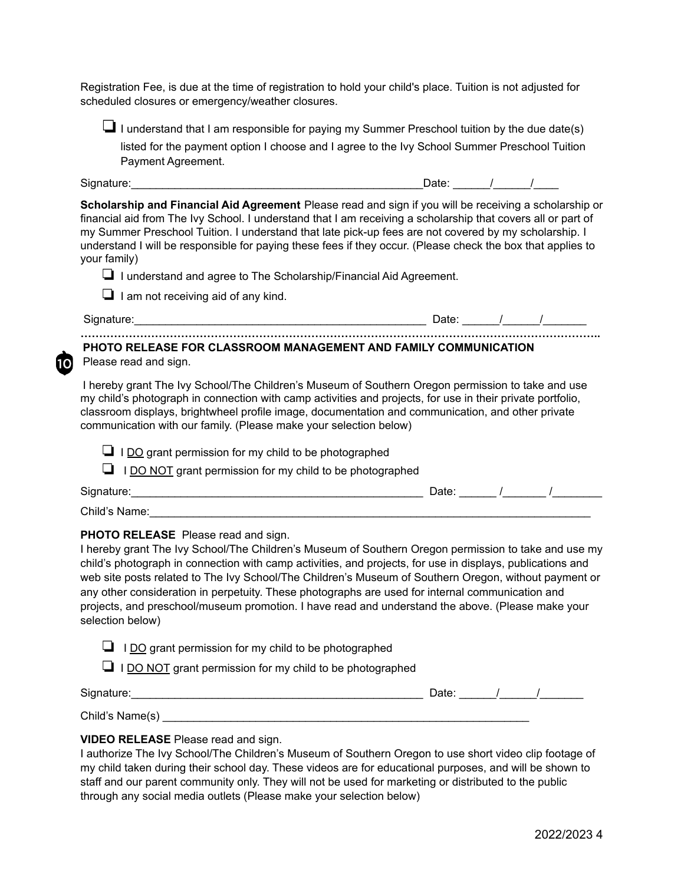Registration Fee, is due at the time of registration to hold your child's place. Tuition is not adjusted for scheduled closures or emergency/weather closures.

- [ ] I understand that I am responsible for paying my Summer Preschool tuition by the due date(s) listed for the payment option I choose and I agree to the Ivy School Summer Preschool Tuition Payment Agreement.

Signature:_______________________________________________Date: ______/______/____

**Scholarship and Financial Aid Agreement** Please read and sign if you will be receiving a scholarship or financial aid from The Ivy School. I understand that I am receiving a scholarship that covers all or part of my Summer Preschool Tuition. I understand that late pick-up fees are not covered by my scholarship. I understand I will be responsible for paying these fees if they occur. (Please check the box that applies to your family)

- [ ] I understand and agree to The Scholarship/Financial Aid Agreement.
- [ ] I am not receiving aid of any kind.

Signature:_______________________________________________ Date: ______/______/_______

……………………………………………………………………………………………………………………..

**PHOTO RELEASE FOR CLASSROOM MANAGEMENT AND FAMILY COMMUNICATION**

Please read and sign.

I hereby grant The Ivy School/The Children's Museum of Southern Oregon permission to take and use my child's photograph in connection with camp activities and projects, for use in their private portfolio, classroom displays, brightwheel profile image, documentation and communication, and other private communication with our family. (Please make your selection below)

- [ ] I DO grant permission for my child to be photographed
- [ ] I DO NOT grant permission for my child to be photographed

Signature:_______________________________________________ Date: ______ /_______ /________

Child's Name:___________________________________________________________________________

**PHOTO RELEASE** Please read and sign.

I hereby grant The Ivy School/The Children's Museum of Southern Oregon permission to take and use my child's photograph in connection with camp activities, and projects, for use in displays, publications and web site posts related to The Ivy School/The Children's Museum of Southern Oregon, without payment or any other consideration in perpetuity. These photographs are used for internal communication and projects, and preschool/museum promotion. I have read and understand the above. (Please make your selection below)

- [ ] I DO grant permission for my child to be photographed
- [ ] I DO NOT grant permission for my child to be photographed

Signature:_______________________________________________ Date: ______/______/_______

Child's Name(s) ______________________________________________________________

**VIDEO RELEASE** Please read and sign.

I authorize The Ivy School/The Children's Museum of Southern Oregon to use short video clip footage of my child taken during their school day. These videos are for educational purposes, and will be shown to staff and our parent community only. They will not be used for marketing or distributed to the public through any social media outlets (Please make your selection below)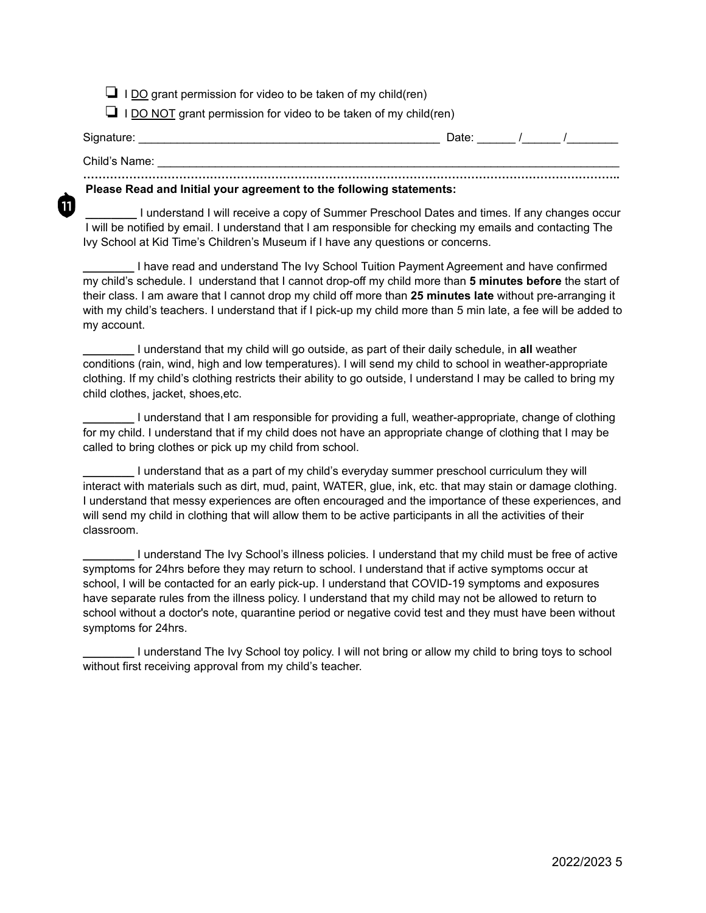- [ ] I DO grant permission for video to be taken of my child(ren)
- [ ] I DO NOT grant permission for video to be taken of my child(ren)

Signature: _______________________________________________ Date: ______ /______ /________

Child's Name: ___________________________________________________________________________

……………………………………………………………………………………………………………………………..

**Please Read and Initial your agreement to the following statements:**

________ I understand I will receive a copy of Summer Preschool Dates and times. If any changes occur I will be notified by email. I understand that I am responsible for checking my emails and contacting The Ivy School at Kid Time's Children's Museum if I have any questions or concerns.

________ I have read and understand The Ivy School Tuition Payment Agreement and have confirmed my child's schedule. I understand that I cannot drop-off my child more than **5 minutes before** the start of their class. I am aware that I cannot drop my child off more than **25 minutes late** without pre-arranging it with my child's teachers. I understand that if I pick-up my child more than 5 min late, a fee will be added to my account.

________ I understand that my child will go outside, as part of their daily schedule, in **all** weather conditions (rain, wind, high and low temperatures). I will send my child to school in weather-appropriate clothing. If my child's clothing restricts their ability to go outside, I understand I may be called to bring my child clothes, jacket, shoes,etc.

________ I understand that I am responsible for providing a full, weather-appropriate, change of clothing for my child. I understand that if my child does not have an appropriate change of clothing that I may be called to bring clothes or pick up my child from school.

________ I understand that as a part of my child's everyday summer preschool curriculum they will interact with materials such as dirt, mud, paint, WATER, glue, ink, etc. that may stain or damage clothing. I understand that messy experiences are often encouraged and the importance of these experiences, and will send my child in clothing that will allow them to be active participants in all the activities of their classroom.

________ I understand The Ivy School's illness policies. I understand that my child must be free of active symptoms for 24hrs before they may return to school. I understand that if active symptoms occur at school, I will be contacted for an early pick-up. I understand that COVID-19 symptoms and exposures have separate rules from the illness policy. I understand that my child may not be allowed to return to school without a doctor's note, quarantine period or negative covid test and they must have been without symptoms for 24hrs.

________ I understand The Ivy School toy policy. I will not bring or allow my child to bring toys to school without first receiving approval from my child's teacher.